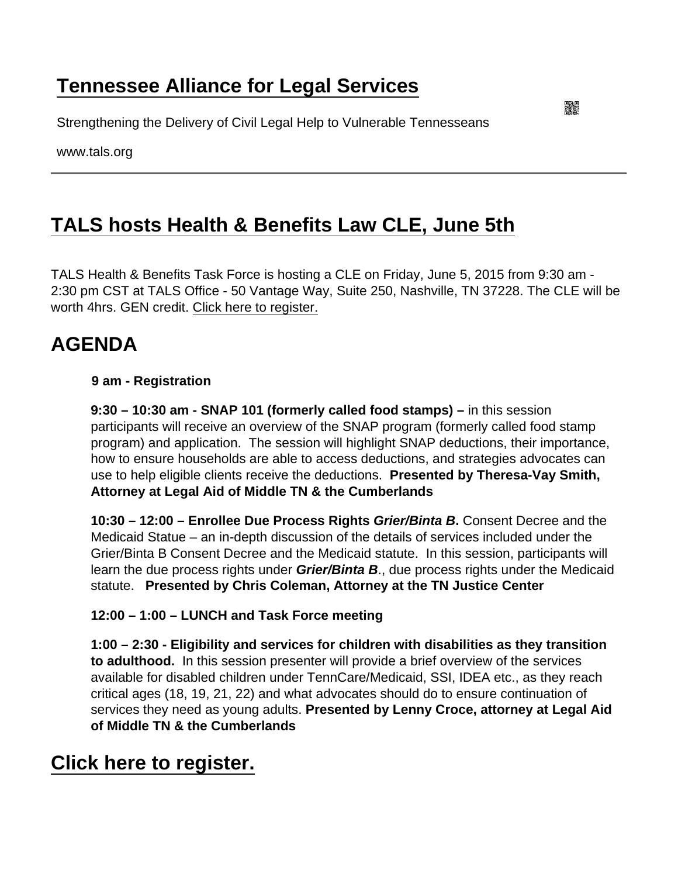# Tennessee Alliance for Legal Services

Strengthening the Delivery of Civil Legal Help to Vulnerable Tennesseans

www.tals.org

---

## TALS hosts Health & Benefits Law CLE, June 5th

TALS Health & Benefits Task Force is hosting a CLE on Friday, June 5, 2015 from 9:30 am - 2:30 pm CST at TALS Office - 50 Vantage Way, Suite 250, Nashville, TN 37228. The CLE will be worth 4hrs. GEN credit. Click here to register.

## AGENDA

**9 am - Registration**

**9:30 – 10:30 am - SNAP 101 (formerly called food stamps) –** in this session participants will receive an overview of the SNAP program (formerly called food stamp program) and application. The session will highlight SNAP deductions, their importance, how to ensure households are able to access deductions, and strategies advocates can use to help eligible clients receive the deductions. **Presented by Theresa-Vay Smith, Attorney at Legal Aid of Middle TN & the Cumberlands**

**10:30 – 12:00 – Enrollee Due Process Rights *Grier/Binta B*.** Consent Decree and the Medicaid Statue – an in-depth discussion of the details of services included under the Grier/Binta B Consent Decree and the Medicaid statute. In this session, participants will learn the due process rights under ***Grier/Binta B***., due process rights under the Medicaid statute. **Presented by Chris Coleman, Attorney at the TN Justice Center**

**12:00 – 1:00 – LUNCH and Task Force meeting**

**1:00 – 2:30 - Eligibility and services for children with disabilities as they transition to adulthood.** In this session presenter will provide a brief overview of the services available for disabled children under TennCare/Medicaid, SSI, IDEA etc., as they reach critical ages (18, 19, 21, 22) and what advocates should do to ensure continuation of services they need as young adults. **Presented by Lenny Croce, attorney at Legal Aid of Middle TN & the Cumberlands**

## Click here to register.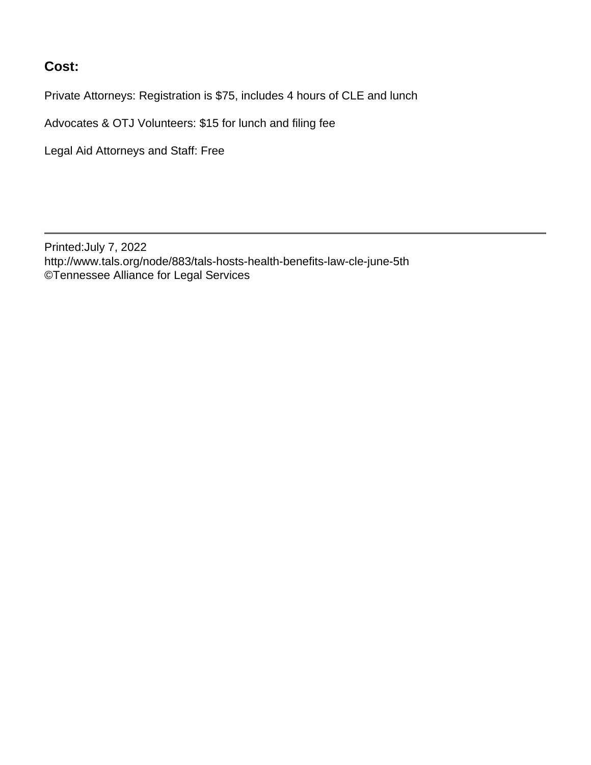**Cost:**

Private Attorneys: Registration is $75, includes 4 hours of CLE and lunch

Advocates & OTJ Volunteers: $15 for lunch and filing fee

Legal Aid Attorneys and Staff: Free

---

Printed:July 7, 2022
http://www.tals.org/node/883/tals-hosts-health-benefits-law-cle-june-5th
©Tennessee Alliance for Legal Services